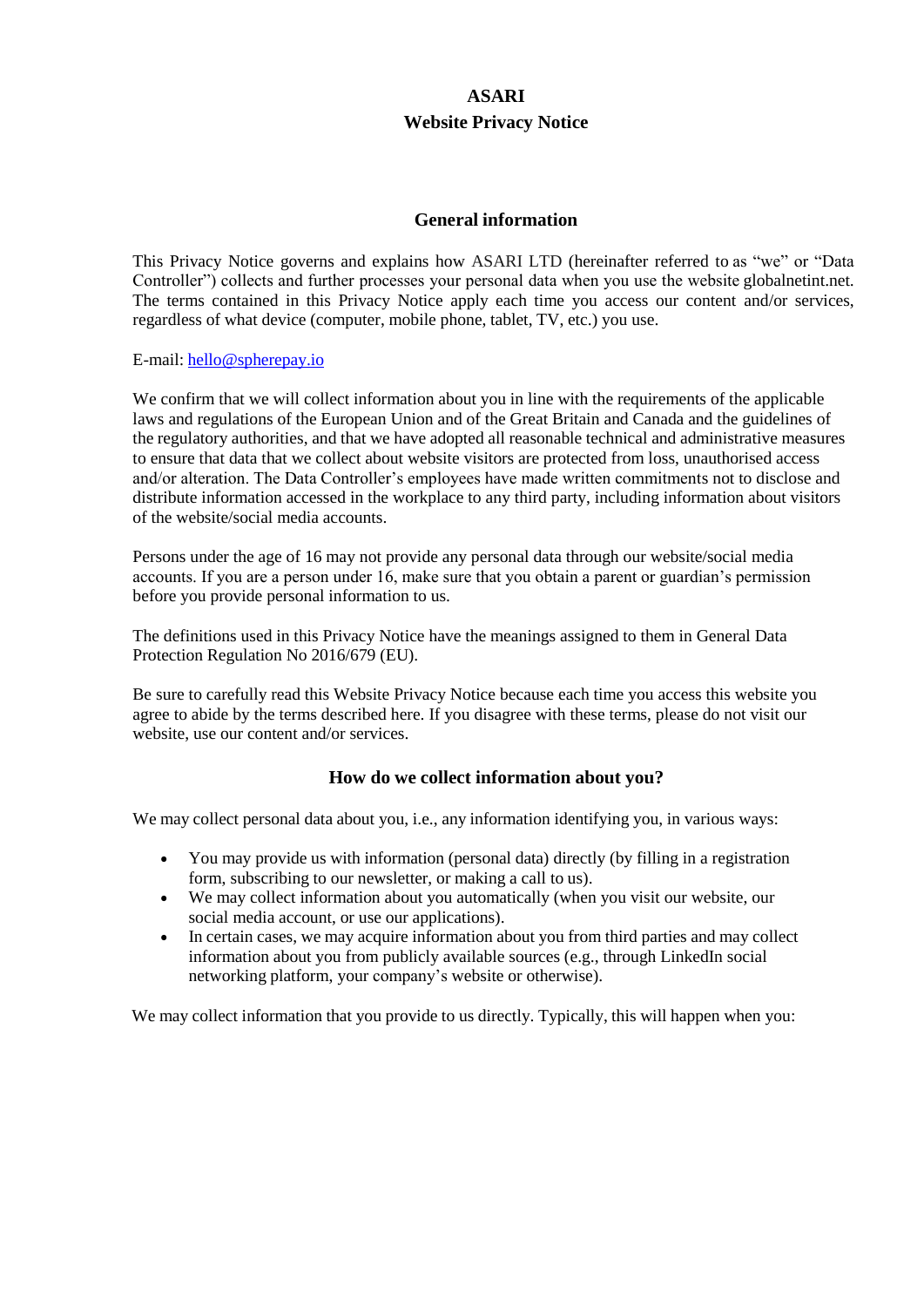# ASARI
# Website Privacy Notice

## General information

This Privacy Notice governs and explains how ASARI LTD (hereinafter referred to as "we" or "Data Controller") collects and further processes your personal data when you use the website globalnetint.net. The terms contained in this Privacy Notice apply each time you access our content and/or services, regardless of what device (computer, mobile phone, tablet, TV, etc.) you use.

E-mail: [hello@spherepay.io](mailto:hello@spherepay.io)

We confirm that we will collect information about you in line with the requirements of the applicable laws and regulations of the European Union and of the Great Britain and Canada and the guidelines of the regulatory authorities, and that we have adopted all reasonable technical and administrative measures to ensure that data that we collect about website visitors are protected from loss, unauthorised access and/or alteration. The Data Controller's employees have made written commitments not to disclose and distribute information accessed in the workplace to any third party, including information about visitors of the website/social media accounts.

Persons under the age of 16 may not provide any personal data through our website/social media accounts. If you are a person under 16, make sure that you obtain a parent or guardian's permission before you provide personal information to us.

The definitions used in this Privacy Notice have the meanings assigned to them in General Data Protection Regulation No 2016/679 (EU).

Be sure to carefully read this Website Privacy Notice because each time you access this website you agree to abide by the terms described here. If you disagree with these terms, please do not visit our website, use our content and/or services.

## How do we collect information about you?

We may collect personal data about you, i.e., any information identifying you, in various ways:

- You may provide us with information (personal data) directly (by filling in a registration form, subscribing to our newsletter, or making a call to us).
- We may collect information about you automatically (when you visit our website, our social media account, or use our applications).
- In certain cases, we may acquire information about you from third parties and may collect information about you from publicly available sources (e.g., through LinkedIn social networking platform, your company's website or otherwise).

We may collect information that you provide to us directly. Typically, this will happen when you: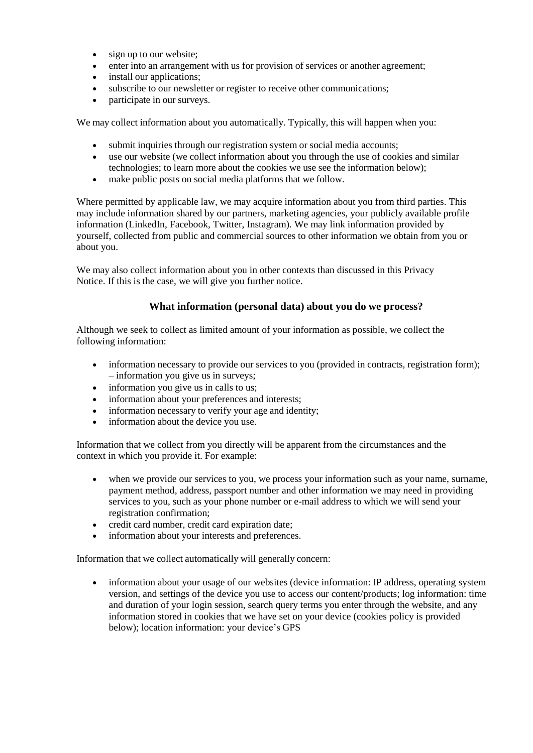- sign up to our website;
- enter into an arrangement with us for provision of services or another agreement;
- install our applications;
- subscribe to our newsletter or register to receive other communications;
- participate in our surveys.

We may collect information about you automatically. Typically, this will happen when you:

- submit inquiries through our registration system or social media accounts;
- use our website (we collect information about you through the use of cookies and similar technologies; to learn more about the cookies we use see the information below);
- make public posts on social media platforms that we follow.

Where permitted by applicable law, we may acquire information about you from third parties. This may include information shared by our partners, marketing agencies, your publicly available profile information (LinkedIn, Facebook, Twitter, Instagram). We may link information provided by yourself, collected from public and commercial sources to other information we obtain from you or about you.

We may also collect information about you in other contexts than discussed in this Privacy Notice. If this is the case, we will give you further notice.

## What information (personal data) about you do we process?

Although we seek to collect as limited amount of your information as possible, we collect the following information:

- information necessary to provide our services to you (provided in contracts, registration form); – information you give us in surveys;
- information you give us in calls to us;
- information about your preferences and interests;
- information necessary to verify your age and identity;
- information about the device you use.

Information that we collect from you directly will be apparent from the circumstances and the context in which you provide it. For example:

- when we provide our services to you, we process your information such as your name, surname, payment method, address, passport number and other information we may need in providing services to you, such as your phone number or e-mail address to which we will send your registration confirmation;
- credit card number, credit card expiration date;
- information about your interests and preferences.

Information that we collect automatically will generally concern:

- information about your usage of our websites (device information: IP address, operating system version, and settings of the device you use to access our content/products; log information: time and duration of your login session, search query terms you enter through the website, and any information stored in cookies that we have set on your device (cookies policy is provided below); location information: your device's GPS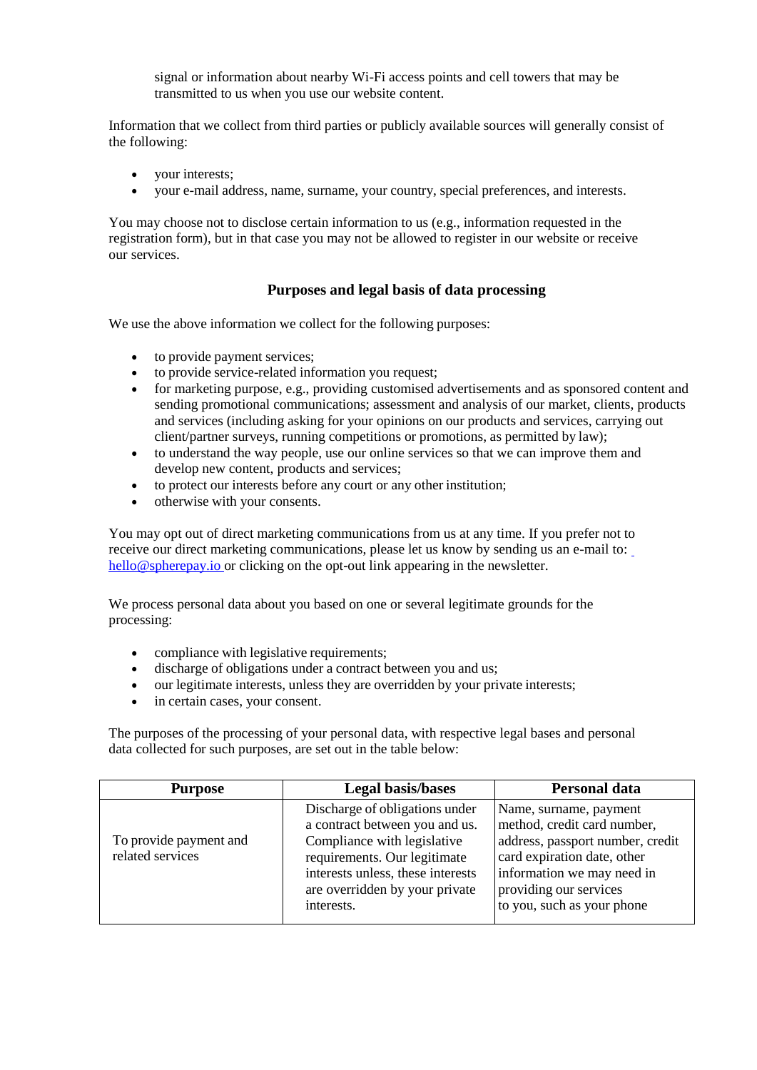signal or information about nearby Wi-Fi access points and cell towers that may be transmitted to us when you use our website content.

Information that we collect from third parties or publicly available sources will generally consist of the following:

- your interests;
- your e-mail address, name, surname, your country, special preferences, and interests.

You may choose not to disclose certain information to us (e.g., information requested in the registration form), but in that case you may not be allowed to register in our website or receive our services.

## Purposes and legal basis of data processing

We use the above information we collect for the following purposes:

- to provide payment services;
- to provide service-related information you request;
- for marketing purpose, e.g., providing customised advertisements and as sponsored content and sending promotional communications; assessment and analysis of our market, clients, products and services (including asking for your opinions on our products and services, carrying out client/partner surveys, running competitions or promotions, as permitted by law);
- to understand the way people, use our online services so that we can improve them and develop new content, products and services;
- to protect our interests before any court or any other institution;
- otherwise with your consents.

You may opt out of direct marketing communications from us at any time. If you prefer not to receive our direct marketing communications, please let us know by sending us an e-mail to: hello@spherepay.io or clicking on the opt-out link appearing in the newsletter.

We process personal data about you based on one or several legitimate grounds for the processing:

- compliance with legislative requirements;
- discharge of obligations under a contract between you and us;
- our legitimate interests, unless they are overridden by your private interests;
- in certain cases, your consent.

The purposes of the processing of your personal data, with respective legal bases and personal data collected for such purposes, are set out in the table below:

| Purpose | Legal basis/bases | Personal data |
|---|---|---|
| To provide payment and related services | Discharge of obligations under a contract between you and us. Compliance with legislative requirements. Our legitimate interests unless, these interests are overridden by your private interests. | Name, surname, payment method, credit card number, address, passport number, credit card expiration date, other information we may need in providing our services to you, such as your phone |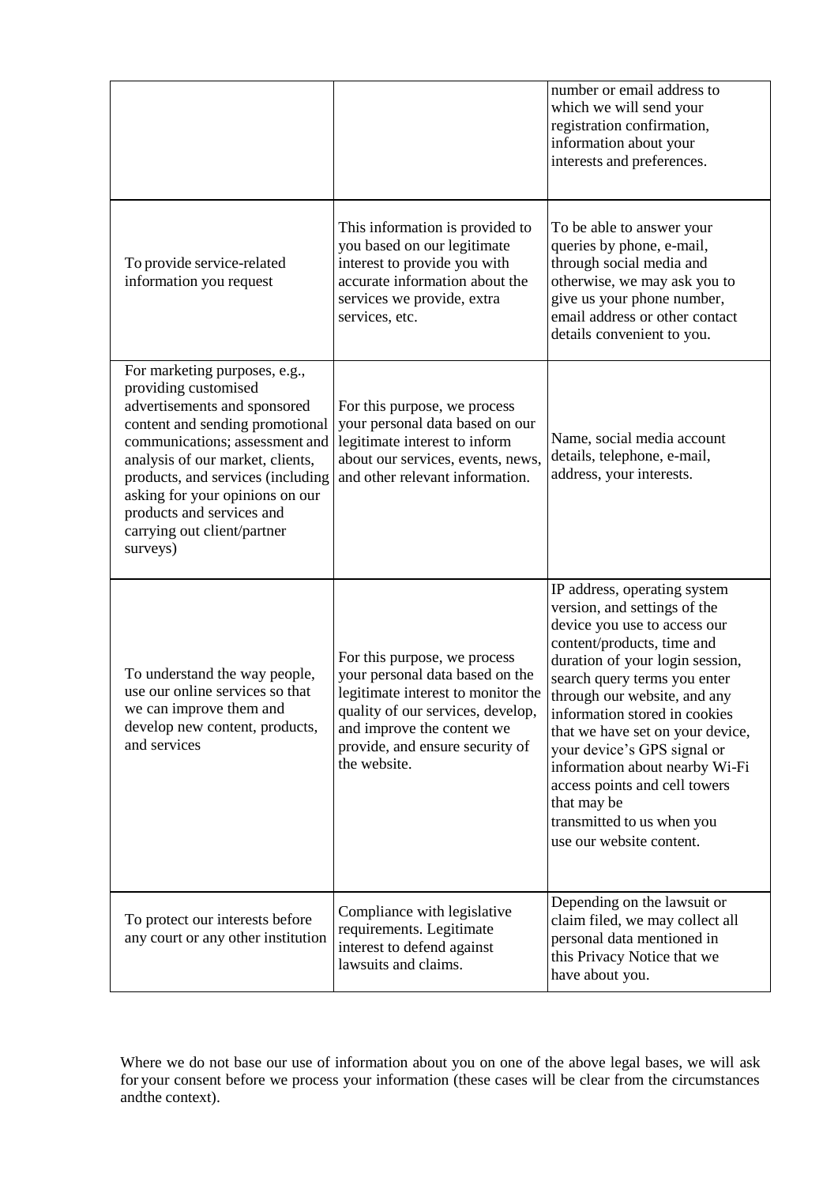| | | |
|---|---|---|
| | | number or email address to which we will send your registration confirmation, information about your interests and preferences. |
| To provide service-related information you request | This information is provided to you based on our legitimate interest to provide you with accurate information about the services we provide, extra services, etc. | To be able to answer your queries by phone, e-mail, through social media and otherwise, we may ask you to give us your phone number, email address or other contact details convenient to you. |
| For marketing purposes, e.g., providing customised advertisements and sponsored content and sending promotional communications; assessment and analysis of our market, clients, products, and services (including asking for your opinions on our products and services and carrying out client/partner surveys) | For this purpose, we process your personal data based on our legitimate interest to inform about our services, events, news, and other relevant information. | Name, social media account details, telephone, e-mail, address, your interests. |
| To understand the way people, use our online services so that we can improve them and develop new content, products, and services | For this purpose, we process your personal data based on the legitimate interest to monitor the quality of our services, develop, and improve the content we provide, and ensure security of the website. | IP address, operating system version, and settings of the device you use to access our content/products, time and duration of your login session, search query terms you enter through our website, and any information stored in cookies that we have set on your device, your device's GPS signal or information about nearby Wi-Fi access points and cell towers that may be transmitted to us when you use our website content. |
| To protect our interests before any court or any other institution | Compliance with legislative requirements. Legitimate interest to defend against lawsuits and claims. | Depending on the lawsuit or claim filed, we may collect all personal data mentioned in this Privacy Notice that we have about you. |

Where we do not base our use of information about you on one of the above legal bases, we will ask for your consent before we process your information (these cases will be clear from the circumstances andthe context).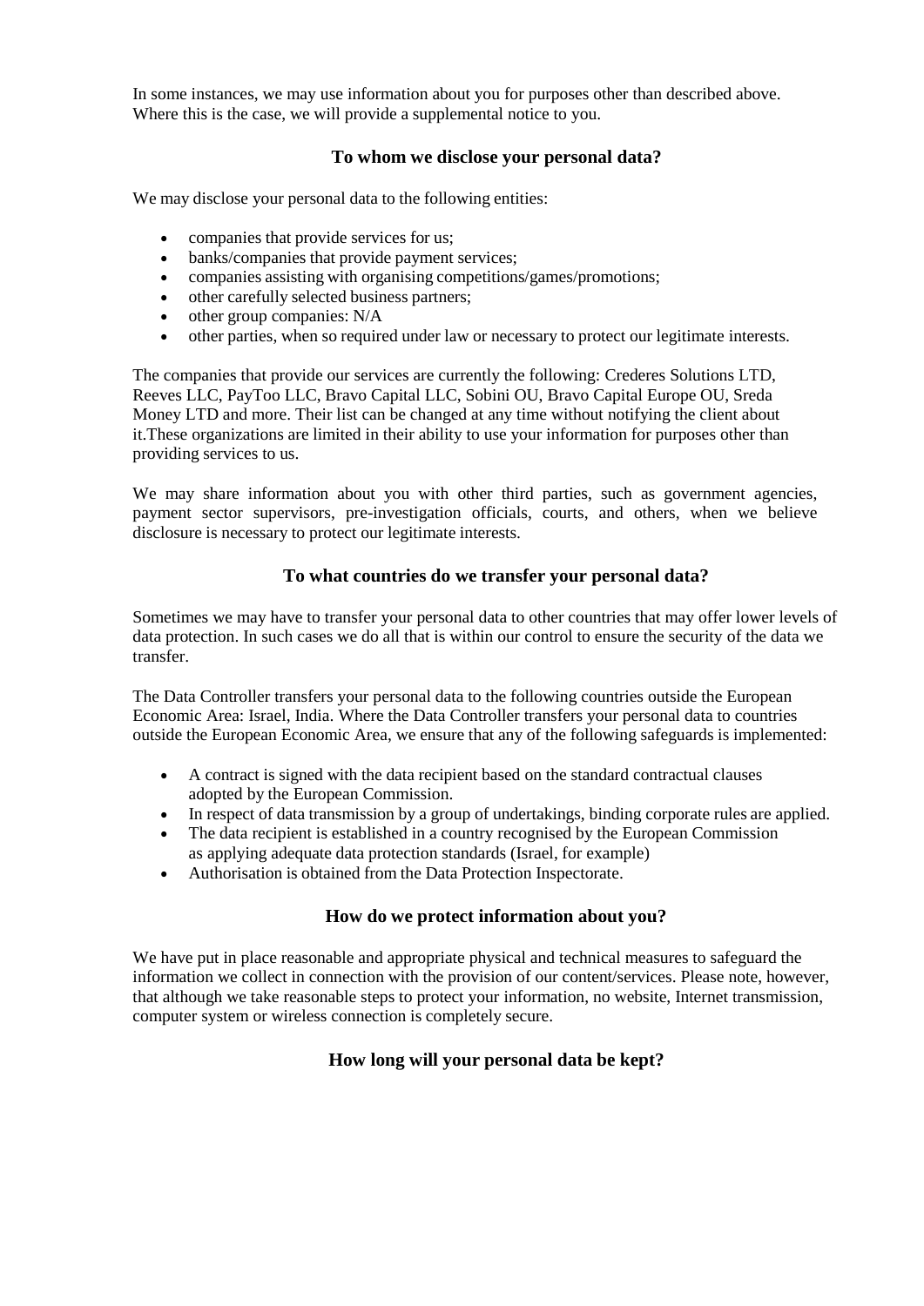In some instances, we may use information about you for purposes other than described above. Where this is the case, we will provide a supplemental notice to you.

## To whom we disclose your personal data?

We may disclose your personal data to the following entities:

- companies that provide services for us;
- banks/companies that provide payment services;
- companies assisting with organising competitions/games/promotions;
- other carefully selected business partners;
- other group companies: N/A
- other parties, when so required under law or necessary to protect our legitimate interests.

The companies that provide our services are currently the following: Crederes Solutions LTD, Reeves LLC, PayToo LLC, Bravo Capital LLC, Sobini OU, Bravo Capital Europe OU, Sreda Money LTD and more. Their list can be changed at any time without notifying the client about it.These organizations are limited in their ability to use your information for purposes other than providing services to us.

We may share information about you with other third parties, such as government agencies, payment sector supervisors, pre-investigation officials, courts, and others, when we believe disclosure is necessary to protect our legitimate interests.

## To what countries do we transfer your personal data?

Sometimes we may have to transfer your personal data to other countries that may offer lower levels of data protection. In such cases we do all that is within our control to ensure the security of the data we transfer.

The Data Controller transfers your personal data to the following countries outside the European Economic Area: Israel, India. Where the Data Controller transfers your personal data to countries outside the European Economic Area, we ensure that any of the following safeguards is implemented:

- A contract is signed with the data recipient based on the standard contractual clauses adopted by the European Commission.
- In respect of data transmission by a group of undertakings, binding corporate rules are applied.
- The data recipient is established in a country recognised by the European Commission as applying adequate data protection standards (Israel, for example)
- Authorisation is obtained from the Data Protection Inspectorate.

## How do we protect information about you?

We have put in place reasonable and appropriate physical and technical measures to safeguard the information we collect in connection with the provision of our content/services. Please note, however, that although we take reasonable steps to protect your information, no website, Internet transmission, computer system or wireless connection is completely secure.

## How long will your personal data be kept?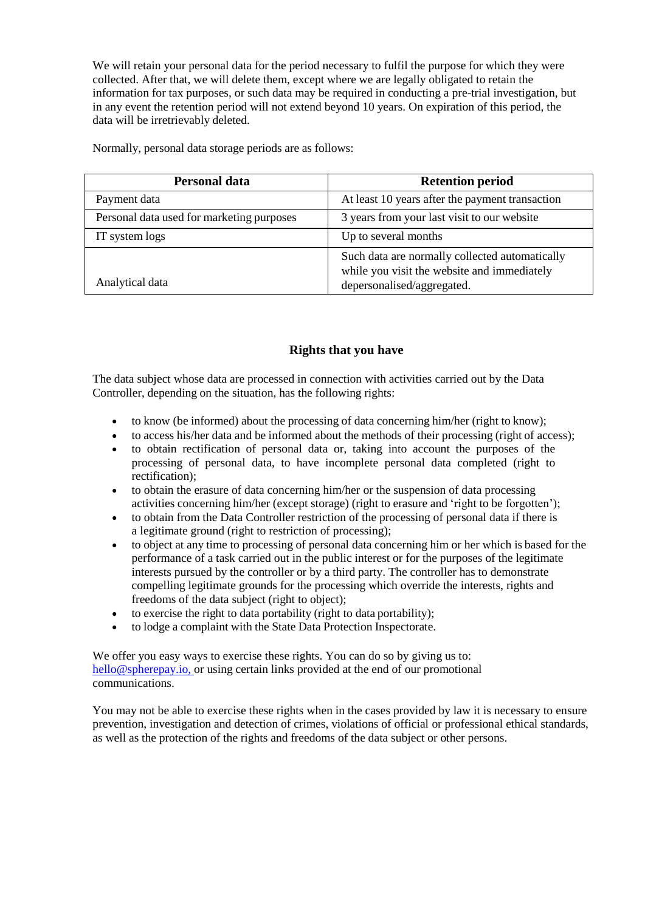We will retain your personal data for the period necessary to fulfil the purpose for which they were collected. After that, we will delete them, except where we are legally obligated to retain the information for tax purposes, or such data may be required in conducting a pre-trial investigation, but in any event the retention period will not extend beyond 10 years. On expiration of this period, the data will be irretrievably deleted.

Normally, personal data storage periods are as follows:

| Personal data | Retention period |
|---|---|
| Payment data | At least 10 years after the payment transaction |
| Personal data used for marketing purposes | 3 years from your last visit to our website |
| IT system logs | Up to several months |
| Analytical data | Such data are normally collected automatically while you visit the website and immediately depersonalised/aggregated. |

## Rights that you have

The data subject whose data are processed in connection with activities carried out by the Data Controller, depending on the situation, has the following rights:

- to know (be informed) about the processing of data concerning him/her (right to know);
- to access his/her data and be informed about the methods of their processing (right of access);
- to obtain rectification of personal data or, taking into account the purposes of the processing of personal data, to have incomplete personal data completed (right to rectification);
- to obtain the erasure of data concerning him/her or the suspension of data processing activities concerning him/her (except storage) (right to erasure and 'right to be forgotten');
- to obtain from the Data Controller restriction of the processing of personal data if there is a legitimate ground (right to restriction of processing);
- to object at any time to processing of personal data concerning him or her which is based for the performance of a task carried out in the public interest or for the purposes of the legitimate interests pursued by the controller or by a third party. The controller has to demonstrate compelling legitimate grounds for the processing which override the interests, rights and freedoms of the data subject (right to object);
- to exercise the right to data portability (right to data portability);
- to lodge a complaint with the State Data Protection Inspectorate.

We offer you easy ways to exercise these rights. You can do so by giving us to: hello@spherepay.io, or using certain links provided at the end of our promotional communications.

You may not be able to exercise these rights when in the cases provided by law it is necessary to ensure prevention, investigation and detection of crimes, violations of official or professional ethical standards, as well as the protection of the rights and freedoms of the data subject or other persons.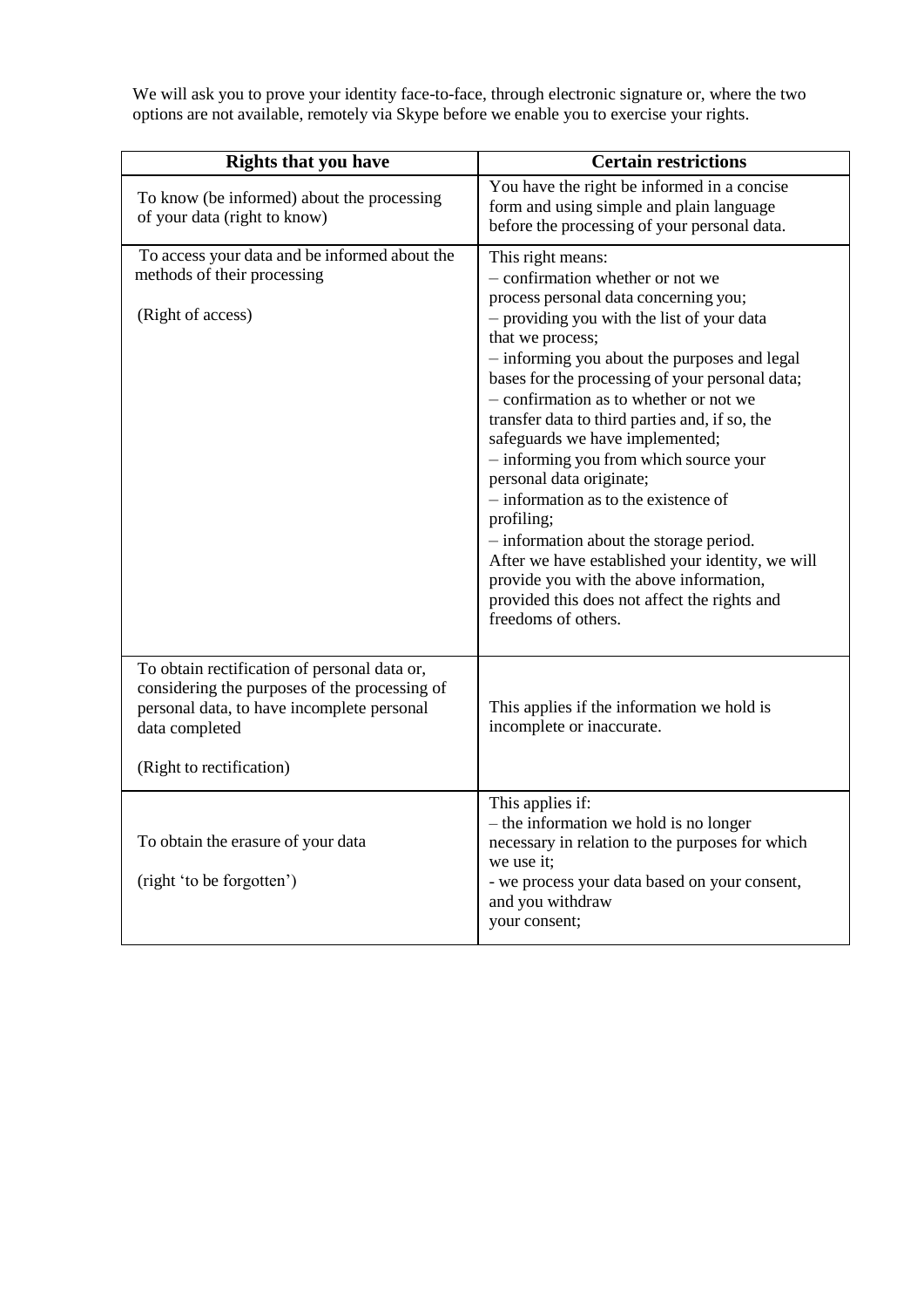We will ask you to prove your identity face-to-face, through electronic signature or, where the two options are not available, remotely via Skype before we enable you to exercise your rights.

| Rights that you have | Certain restrictions |
|---|---|
| To know (be informed) about the processing of your data (right to know) | You have the right be informed in a concise form and using simple and plain language before the processing of your personal data. |
| To access your data and be informed about the methods of their processing<br><br>(Right of access) | This right means:<br>– confirmation whether or not we process personal data concerning you;<br>– providing you with the list of your data that we process;<br>– informing you about the purposes and legal bases for the processing of your personal data;<br>– confirmation as to whether or not we transfer data to third parties and, if so, the safeguards we have implemented;<br>– informing you from which source your personal data originate;<br>– information as to the existence of profiling;<br>– information about the storage period.<br>After we have established your identity, we will provide you with the above information, provided this does not affect the rights and freedoms of others. |
| To obtain rectification of personal data or, considering the purposes of the processing of personal data, to have incomplete personal data completed<br><br>(Right to rectification) | This applies if the information we hold is incomplete or inaccurate. |
| To obtain the erasure of your data<br><br>(right 'to be forgotten') | This applies if:<br>– the information we hold is no longer necessary in relation to the purposes for which we use it;<br>- we process your data based on your consent, and you withdraw your consent; |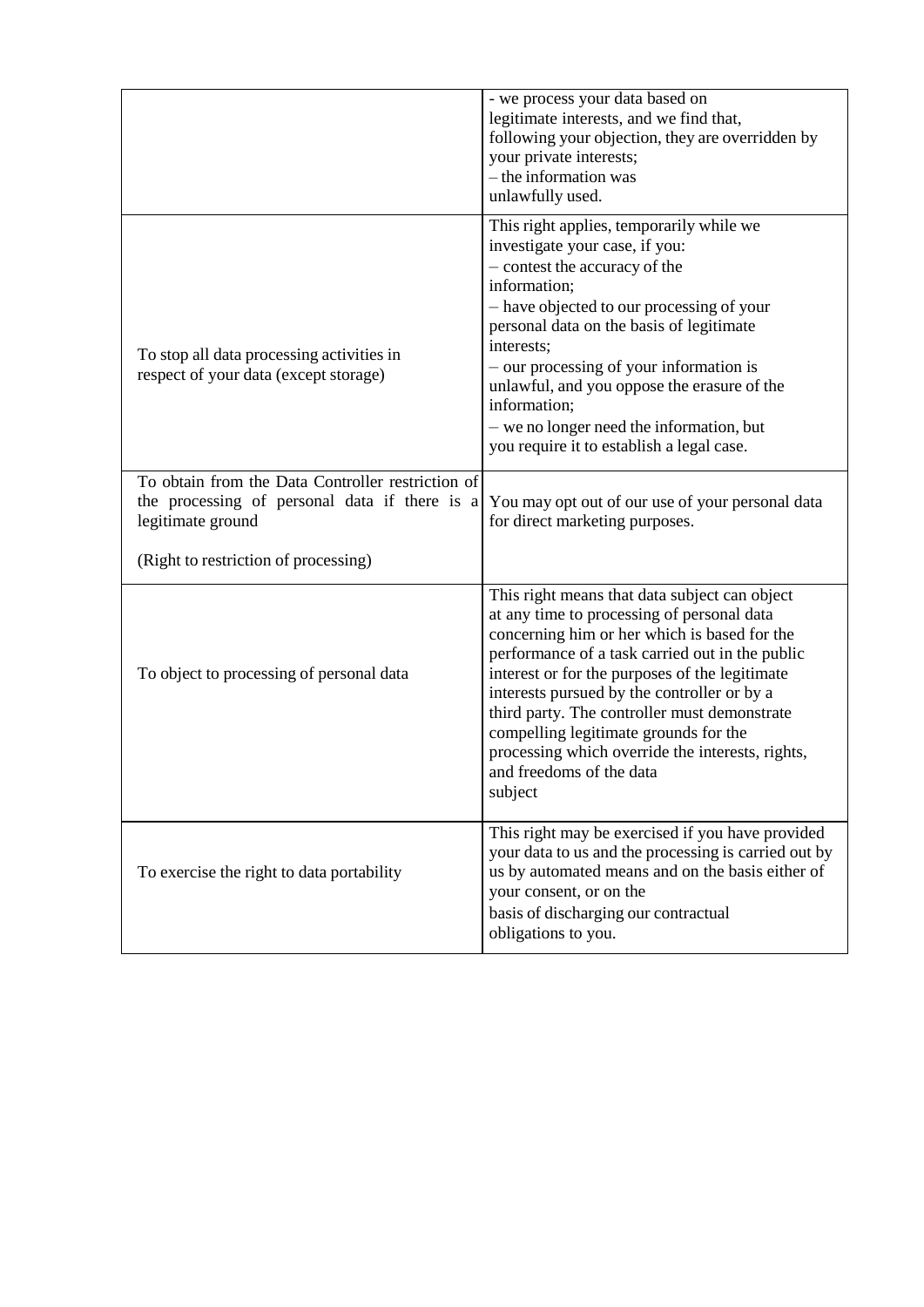| | |
|---|---|
| | - we process your data based on legitimate interests, and we find that, following your objection, they are overridden by your private interests;<br>– the information was unlawfully used. |
| To stop all data processing activities in respect of your data (except storage) | This right applies, temporarily while we investigate your case, if you:<br>– contest the accuracy of the information;<br>– have objected to our processing of your personal data on the basis of legitimate interests;<br>– our processing of your information is unlawful, and you oppose the erasure of the information;<br>– we no longer need the information, but you require it to establish a legal case. |
| To obtain from the Data Controller restriction of the processing of personal data if there is a legitimate ground<br><br>(Right to restriction of processing) | You may opt out of our use of your personal data for direct marketing purposes. |
| To object to processing of personal data | This right means that data subject can object at any time to processing of personal data concerning him or her which is based for the performance of a task carried out in the public interest or for the purposes of the legitimate interests pursued by the controller or by a third party. The controller must demonstrate compelling legitimate grounds for the processing which override the interests, rights, and freedoms of the data subject |
| To exercise the right to data portability | This right may be exercised if you have provided your data to us and the processing is carried out by us by automated means and on the basis either of your consent, or on the basis of discharging our contractual obligations to you. |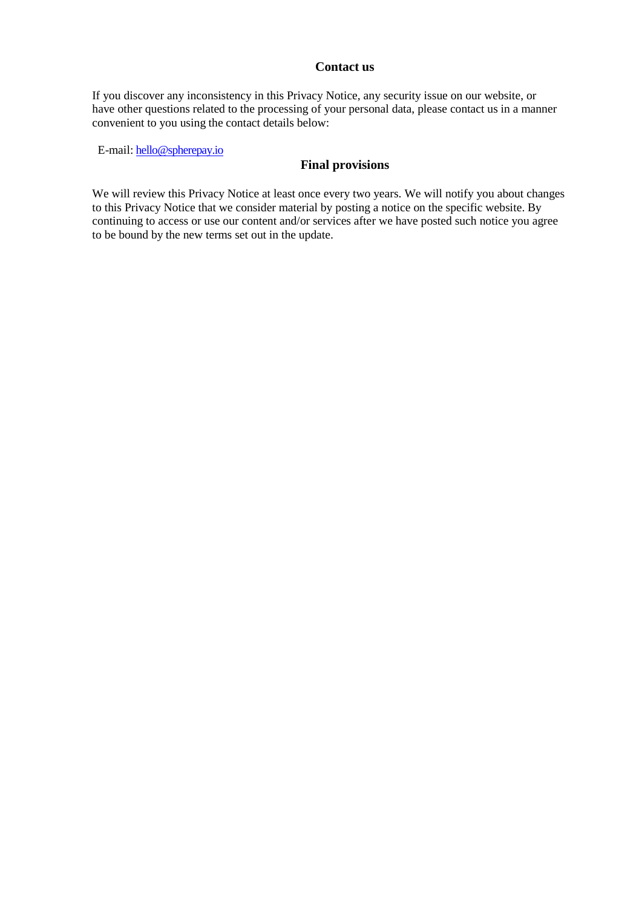## Contact us

If you discover any inconsistency in this Privacy Notice, any security issue on our website, or have other questions related to the processing of your personal data, please contact us in a manner convenient to you using the contact details below:

E-mail: hello@spherepay.io

## Final provisions

We will review this Privacy Notice at least once every two years. We will notify you about changes to this Privacy Notice that we consider material by posting a notice on the specific website. By continuing to access or use our content and/or services after we have posted such notice you agree to be bound by the new terms set out in the update.